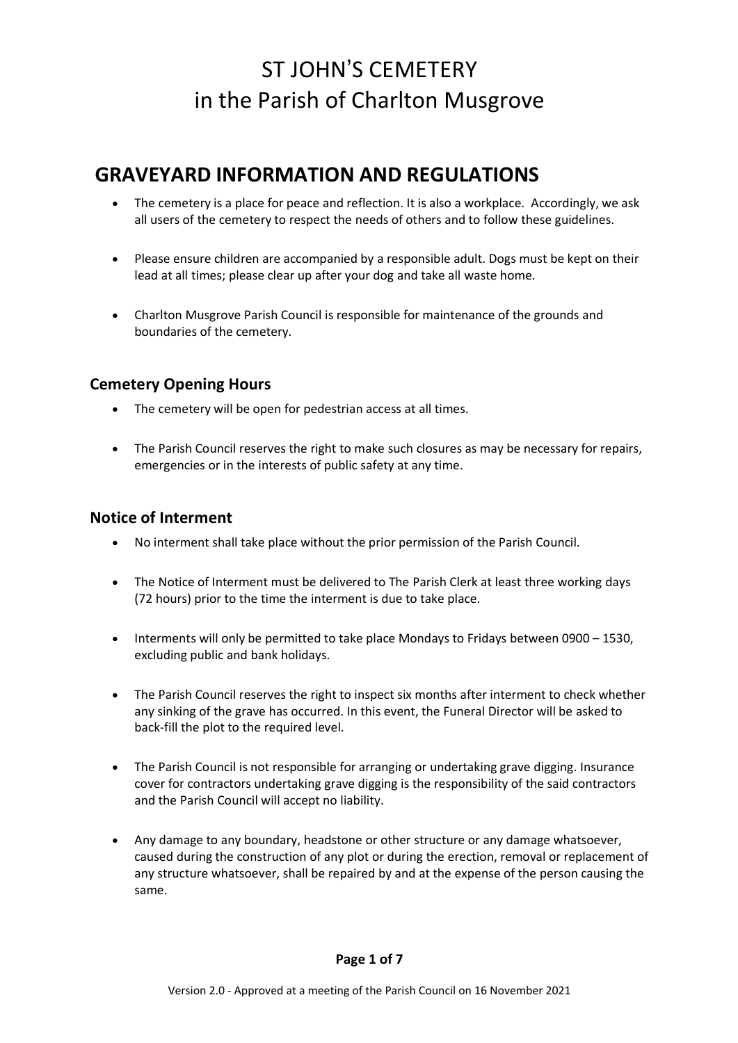# ST JOHN'S CEMETERY
# in the Parish of Charlton Musgrove

## GRAVEYARD INFORMATION AND REGULATIONS

- The cemetery is a place for peace and reflection. It is also a workplace. Accordingly, we ask all users of the cemetery to respect the needs of others and to follow these guidelines.
- Please ensure children are accompanied by a responsible adult. Dogs must be kept on their lead at all times; please clear up after your dog and take all waste home.
- Charlton Musgrove Parish Council is responsible for maintenance of the grounds and boundaries of the cemetery.

### Cemetery Opening Hours

- The cemetery will be open for pedestrian access at all times.
- The Parish Council reserves the right to make such closures as may be necessary for repairs, emergencies or in the interests of public safety at any time.

### Notice of Interment

- No interment shall take place without the prior permission of the Parish Council.
- The Notice of Interment must be delivered to The Parish Clerk at least three working days (72 hours) prior to the time the interment is due to take place.
- Interments will only be permitted to take place Mondays to Fridays between 0900 – 1530, excluding public and bank holidays.
- The Parish Council reserves the right to inspect six months after interment to check whether any sinking of the grave has occurred. In this event, the Funeral Director will be asked to back-fill the plot to the required level.
- The Parish Council is not responsible for arranging or undertaking grave digging. Insurance cover for contractors undertaking grave digging is the responsibility of the said contractors and the Parish Council will accept no liability.
- Any damage to any boundary, headstone or other structure or any damage whatsoever, caused during the construction of any plot or during the erection, removal or replacement of any structure whatsoever, shall be repaired by and at the expense of the person causing the same.

Version 2.0 - Approved at a meeting of the Parish Council on 16 November 2021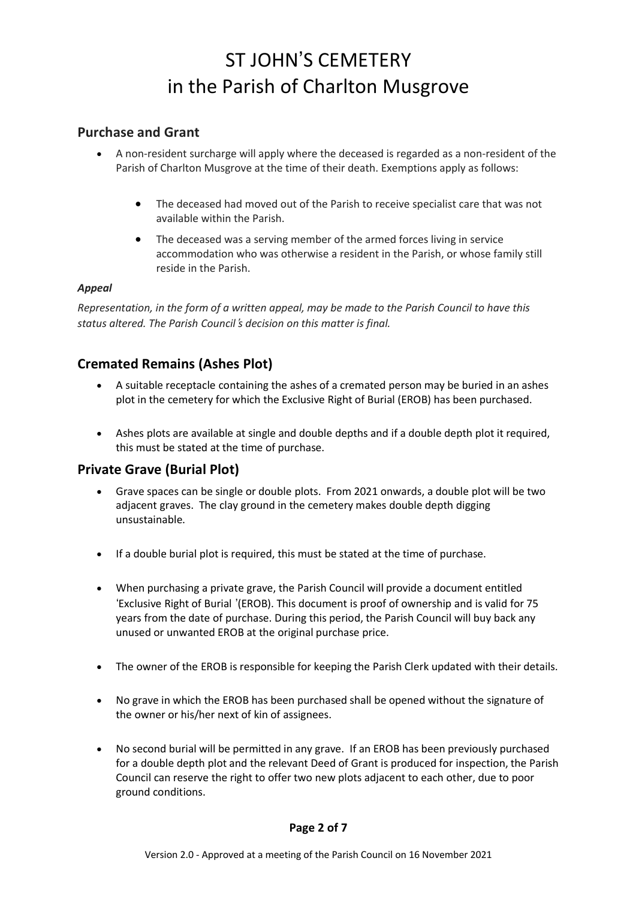# ST JOHN'S CEMETERY
# in the Parish of Charlton Musgrove

## Purchase and Grant

- A non-resident surcharge will apply where the deceased is regarded as a non-resident of the Parish of Charlton Musgrove at the time of their death. Exemptions apply as follows:
  - The deceased had moved out of the Parish to receive specialist care that was not available within the Parish.
  - The deceased was a serving member of the armed forces living in service accommodation who was otherwise a resident in the Parish, or whose family still reside in the Parish.

***Appeal***

*Representation, in the form of a written appeal, may be made to the Parish Council to have this status altered. The Parish Council's decision on this matter is final.*

## Cremated Remains (Ashes Plot)

- A suitable receptacle containing the ashes of a cremated person may be buried in an ashes plot in the cemetery for which the Exclusive Right of Burial (EROB) has been purchased.
- Ashes plots are available at single and double depths and if a double depth plot it required, this must be stated at the time of purchase.

## Private Grave (Burial Plot)

- Grave spaces can be single or double plots. From 2021 onwards, a double plot will be two adjacent graves. The clay ground in the cemetery makes double depth digging unsustainable.
- If a double burial plot is required, this must be stated at the time of purchase.
- When purchasing a private grave, the Parish Council will provide a document entitled 'Exclusive Right of Burial '(EROB). This document is proof of ownership and is valid for 75 years from the date of purchase. During this period, the Parish Council will buy back any unused or unwanted EROB at the original purchase price.
- The owner of the EROB is responsible for keeping the Parish Clerk updated with their details.
- No grave in which the EROB has been purchased shall be opened without the signature of the owner or his/her next of kin of assignees.
- No second burial will be permitted in any grave. If an EROB has been previously purchased for a double depth plot and the relevant Deed of Grant is produced for inspection, the Parish Council can reserve the right to offer two new plots adjacent to each other, due to poor ground conditions.

Version 2.0 - Approved at a meeting of the Parish Council on 16 November 2021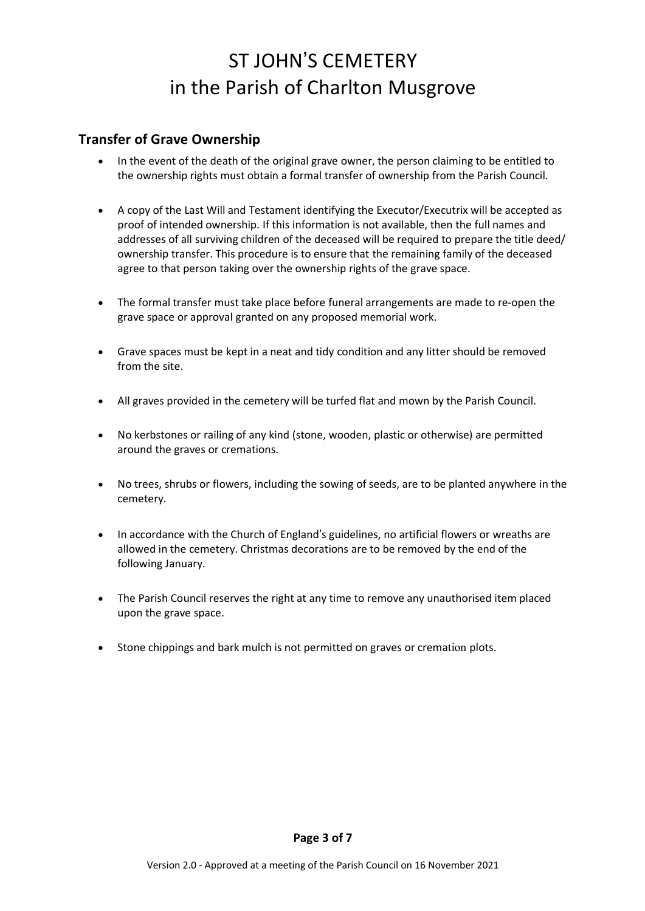# ST JOHN'S CEMETERY
# in the Parish of Charlton Musgrove

## Transfer of Grave Ownership

- In the event of the death of the original grave owner, the person claiming to be entitled to the ownership rights must obtain a formal transfer of ownership from the Parish Council.

- A copy of the Last Will and Testament identifying the Executor/Executrix will be accepted as proof of intended ownership. If this information is not available, then the full names and addresses of all surviving children of the deceased will be required to prepare the title deed/ ownership transfer. This procedure is to ensure that the remaining family of the deceased agree to that person taking over the ownership rights of the grave space.

- The formal transfer must take place before funeral arrangements are made to re-open the grave space or approval granted on any proposed memorial work.

- Grave spaces must be kept in a neat and tidy condition and any litter should be removed from the site.

- All graves provided in the cemetery will be turfed flat and mown by the Parish Council.

- No kerbstones or railing of any kind (stone, wooden, plastic or otherwise) are permitted around the graves or cremations.

- No trees, shrubs or flowers, including the sowing of seeds, are to be planted anywhere in the cemetery.

- In accordance with the Church of England's guidelines, no artificial flowers or wreaths are allowed in the cemetery. Christmas decorations are to be removed by the end of the following January.

- The Parish Council reserves the right at any time to remove any unauthorised item placed upon the grave space.

- Stone chippings and bark mulch is not permitted on graves or cremation plots.

Version 2.0 - Approved at a meeting of the Parish Council on 16 November 2021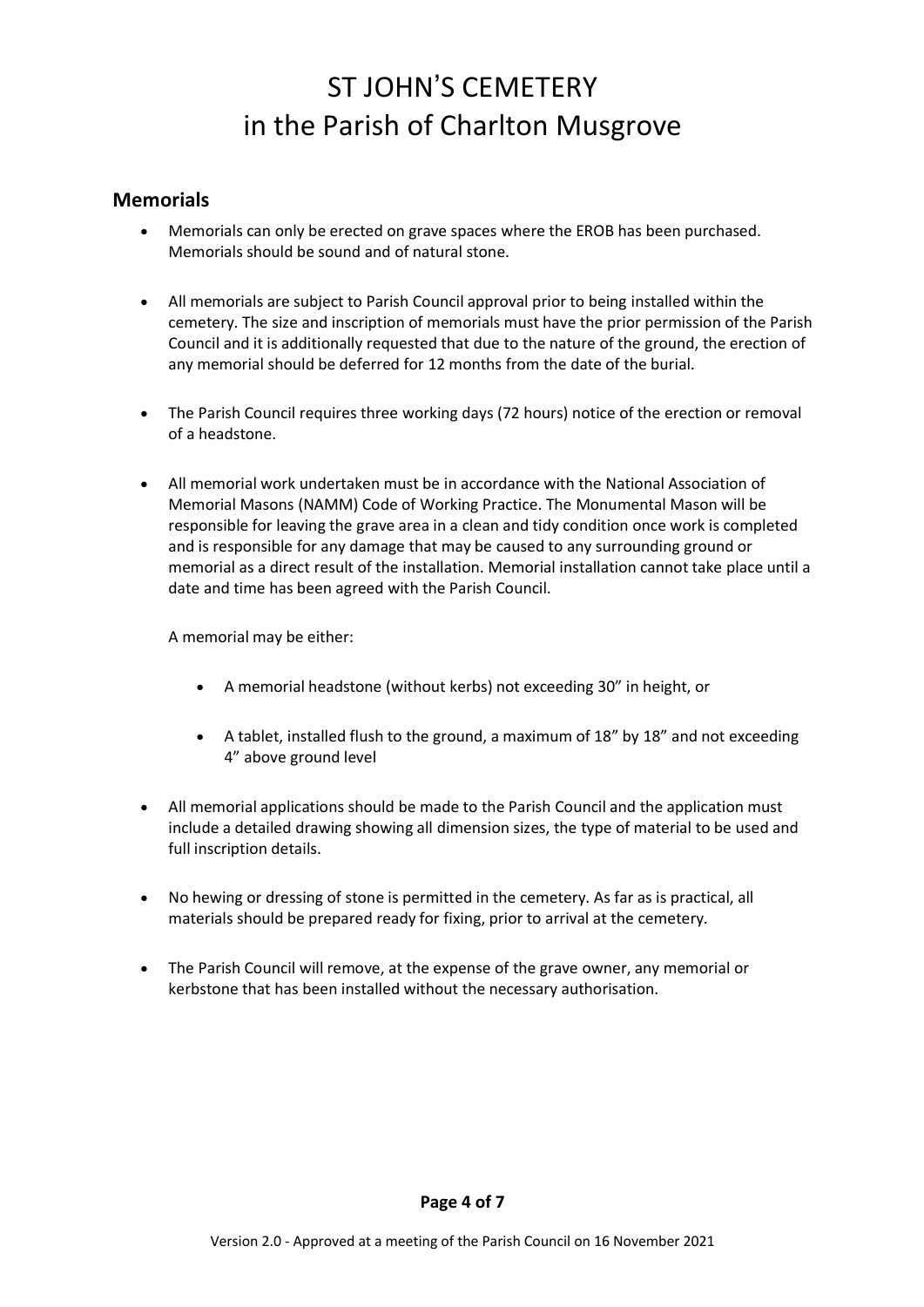# ST JOHN'S CEMETERY
# in the Parish of Charlton Musgrove

## Memorials

- Memorials can only be erected on grave spaces where the EROB has been purchased. Memorials should be sound and of natural stone.

- All memorials are subject to Parish Council approval prior to being installed within the cemetery. The size and inscription of memorials must have the prior permission of the Parish Council and it is additionally requested that due to the nature of the ground, the erection of any memorial should be deferred for 12 months from the date of the burial.

- The Parish Council requires three working days (72 hours) notice of the erection or removal of a headstone.

- All memorial work undertaken must be in accordance with the National Association of Memorial Masons (NAMM) Code of Working Practice. The Monumental Mason will be responsible for leaving the grave area in a clean and tidy condition once work is completed and is responsible for any damage that may be caused to any surrounding ground or memorial as a direct result of the installation. Memorial installation cannot take place until a date and time has been agreed with the Parish Council.

  A memorial may be either:

  - A memorial headstone (without kerbs) not exceeding 30" in height, or

  - A tablet, installed flush to the ground, a maximum of 18" by 18" and not exceeding 4" above ground level

- All memorial applications should be made to the Parish Council and the application must include a detailed drawing showing all dimension sizes, the type of material to be used and full inscription details.

- No hewing or dressing of stone is permitted in the cemetery. As far as is practical, all materials should be prepared ready for fixing, prior to arrival at the cemetery.

- The Parish Council will remove, at the expense of the grave owner, any memorial or kerbstone that has been installed without the necessary authorisation.

Version 2.0 - Approved at a meeting of the Parish Council on 16 November 2021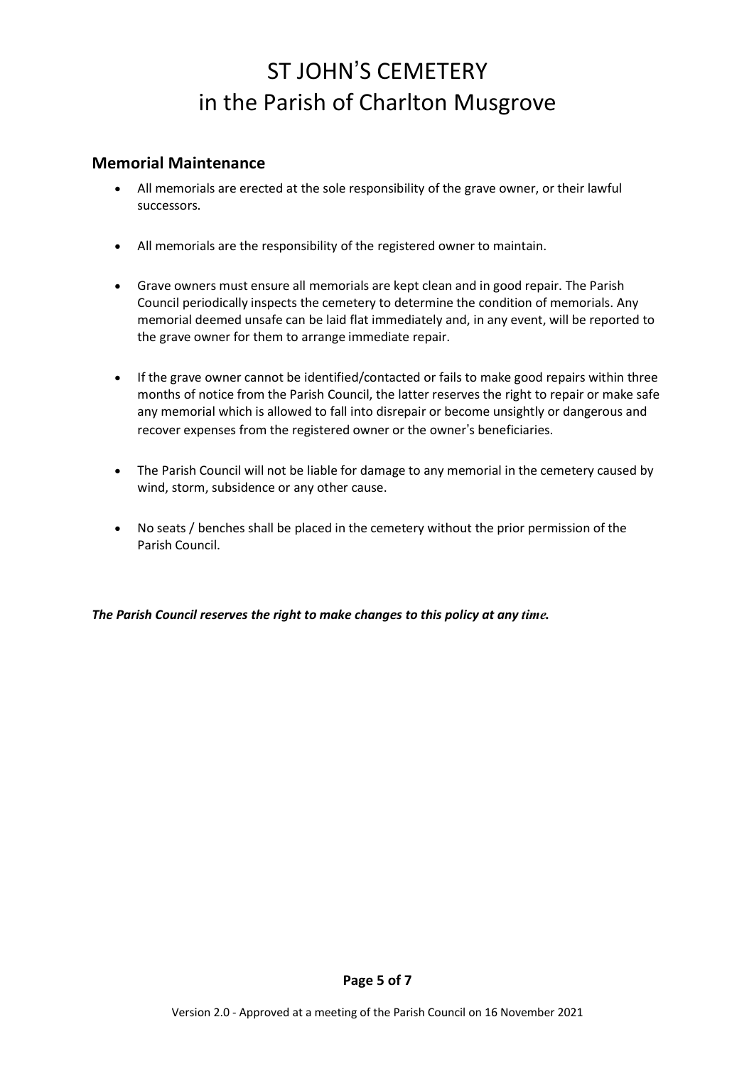# ST JOHN'S CEMETERY
# in the Parish of Charlton Musgrove

## Memorial Maintenance

- All memorials are erected at the sole responsibility of the grave owner, or their lawful successors.
- All memorials are the responsibility of the registered owner to maintain.
- Grave owners must ensure all memorials are kept clean and in good repair. The Parish Council periodically inspects the cemetery to determine the condition of memorials. Any memorial deemed unsafe can be laid flat immediately and, in any event, will be reported to the grave owner for them to arrange immediate repair.
- If the grave owner cannot be identified/contacted or fails to make good repairs within three months of notice from the Parish Council, the latter reserves the right to repair or make safe any memorial which is allowed to fall into disrepair or become unsightly or dangerous and recover expenses from the registered owner or the owner's beneficiaries.
- The Parish Council will not be liable for damage to any memorial in the cemetery caused by wind, storm, subsidence or any other cause.
- No seats / benches shall be placed in the cemetery without the prior permission of the Parish Council.

***The Parish Council reserves the right to make changes to this policy at any time.***

Version 2.0 - Approved at a meeting of the Parish Council on 16 November 2021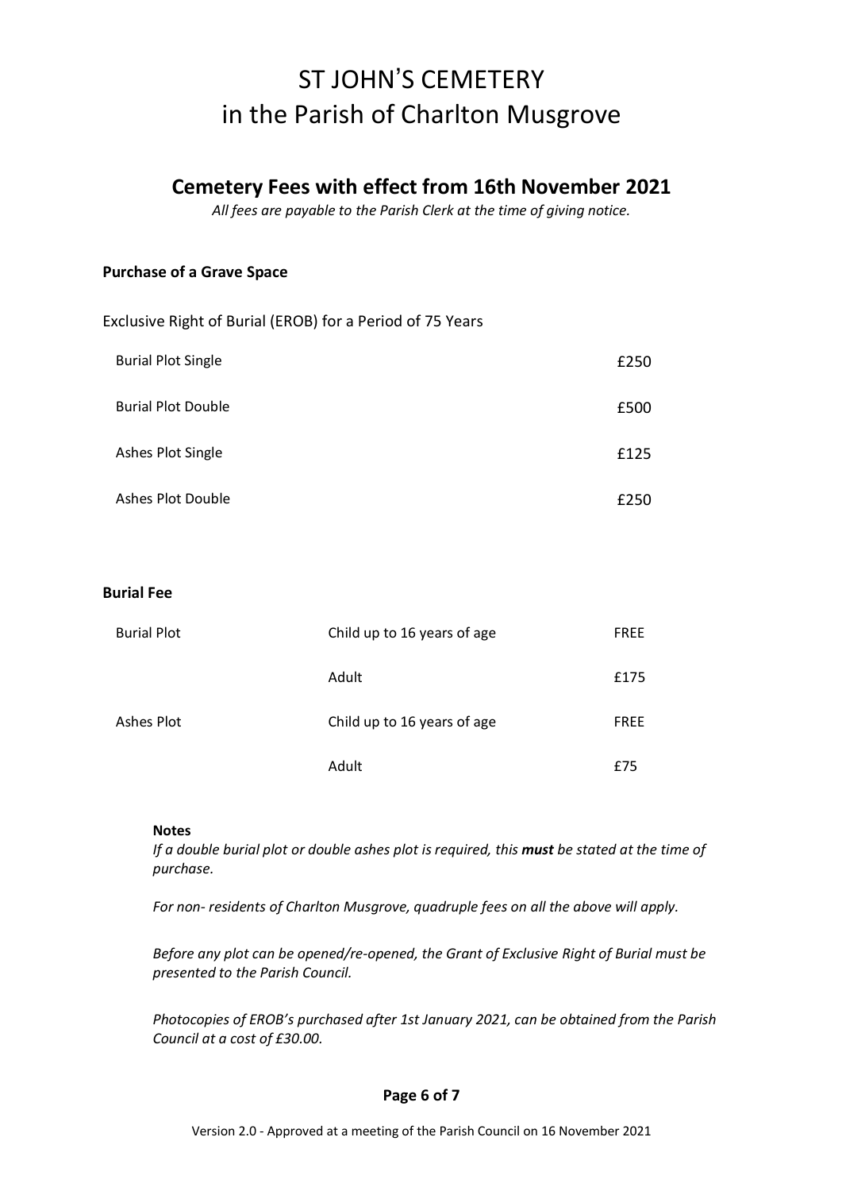# ST JOHN'S CEMETERY
# in the Parish of Charlton Musgrove

## Cemetery Fees with effect from 16th November 2021

*All fees are payable to the Parish Clerk at the time of giving notice.*

### Purchase of a Grave Space

Exclusive Right of Burial (EROB) for a Period of 75 Years

| | |
|---|---|
| Burial Plot Single | £250 |
| Burial Plot Double | £500 |
| Ashes Plot Single | £125 |
| Ashes Plot Double | £250 |

### Burial Fee

| | | |
|---|---|---|
| Burial Plot | Child up to 16 years of age | FREE |
| | Adult | £175 |
| Ashes Plot | Child up to 16 years of age | FREE |
| | Adult | £75 |

**Notes**

*If a double burial plot or double ashes plot is required, this* ***must*** *be stated at the time of purchase.*

*For non- residents of Charlton Musgrove, quadruple fees on all the above will apply.*

*Before any plot can be opened/re-opened, the Grant of Exclusive Right of Burial must be presented to the Parish Council.*

*Photocopies of EROB's purchased after 1st January 2021, can be obtained from the Parish Council at a cost of £30.00.*

Version 2.0 - Approved at a meeting of the Parish Council on 16 November 2021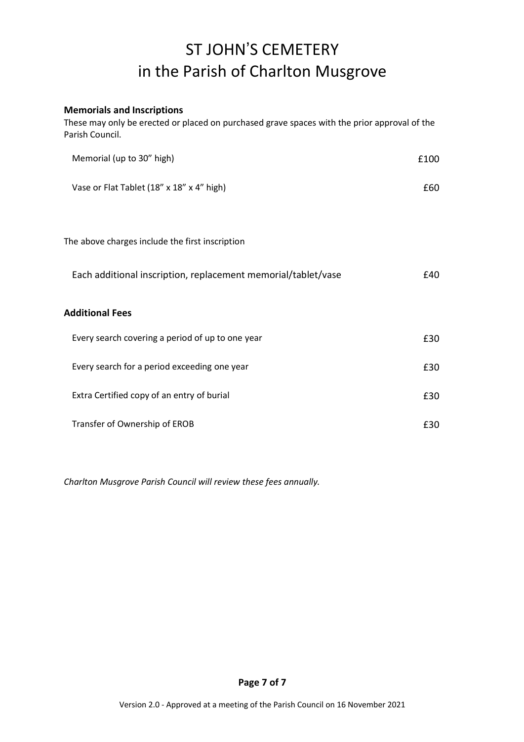# ST JOHN'S CEMETERY
# in the Parish of Charlton Musgrove

**Memorials and Inscriptions**

These may only be erected or placed on purchased grave spaces with the prior approval of the Parish Council.

| | |
|---|---|
| Memorial (up to 30" high) | £100 |
| Vase or Flat Tablet (18" x 18" x 4" high) | £60 |

The above charges include the first inscription

| | |
|---|---|
| Each additional inscription, replacement memorial/tablet/vase | £40 |

**Additional Fees**

| | |
|---|---|
| Every search covering a period of up to one year | £30 |
| Every search for a period exceeding one year | £30 |
| Extra Certified copy of an entry of burial | £30 |
| Transfer of Ownership of EROB | £30 |

*Charlton Musgrove Parish Council will review these fees annually.*

Version 2.0 - Approved at a meeting of the Parish Council on 16 November 2021